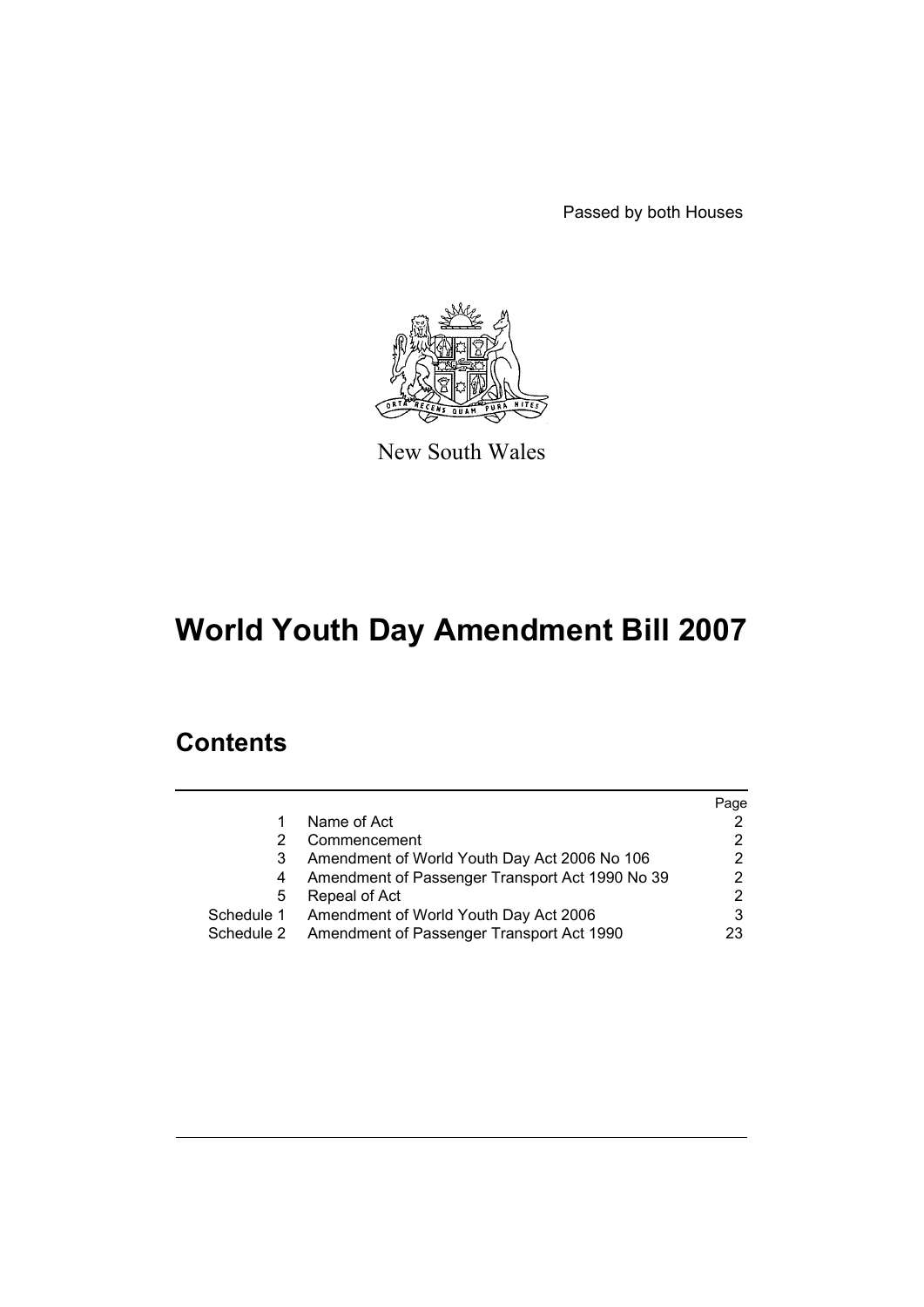Passed by both Houses

New South Wales

# World Youth Day Amendment Bill 2007

## Contents

| | | Page |
|---|---|---|
| 1 | Name of Act | 2 |
| 2 | Commencement | 2 |
| 3 | Amendment of World Youth Day Act 2006 No 106 | 2 |
| 4 | Amendment of Passenger Transport Act 1990 No 39 | 2 |
| 5 | Repeal of Act | 2 |
| Schedule 1 | Amendment of World Youth Day Act 2006 | 3 |
| Schedule 2 | Amendment of Passenger Transport Act 1990 | 23 |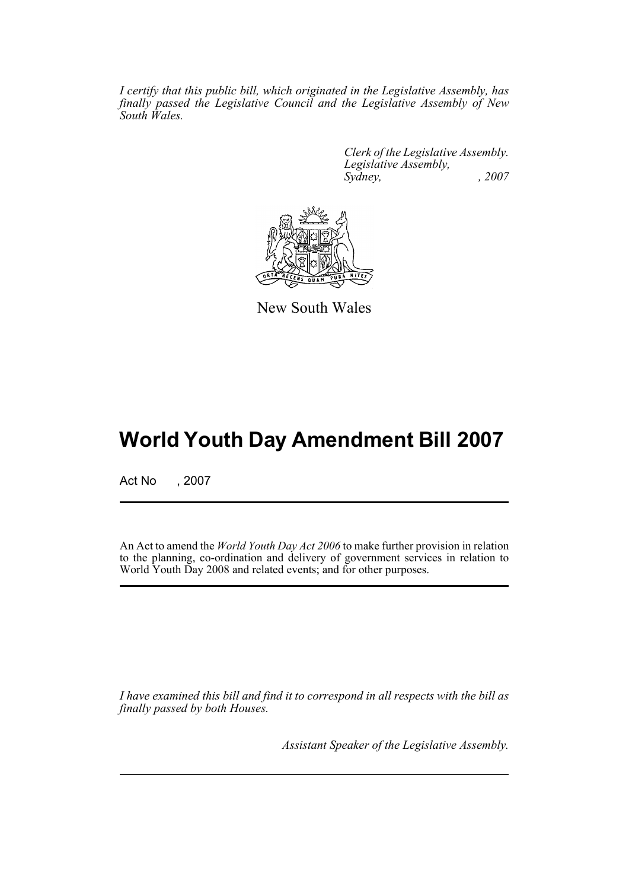*I certify that this public bill, which originated in the Legislative Assembly, has finally passed the Legislative Council and the Legislative Assembly of New South Wales.*

*Clerk of the Legislative Assembly.*
*Legislative Assembly,*
*Sydney, , 2007*

New South Wales

# World Youth Day Amendment Bill 2007

Act No , 2007

An Act to amend the *World Youth Day Act 2006* to make further provision in relation to the planning, co-ordination and delivery of government services in relation to World Youth Day 2008 and related events; and for other purposes.

*I have examined this bill and find it to correspond in all respects with the bill as finally passed by both Houses.*

*Assistant Speaker of the Legislative Assembly.*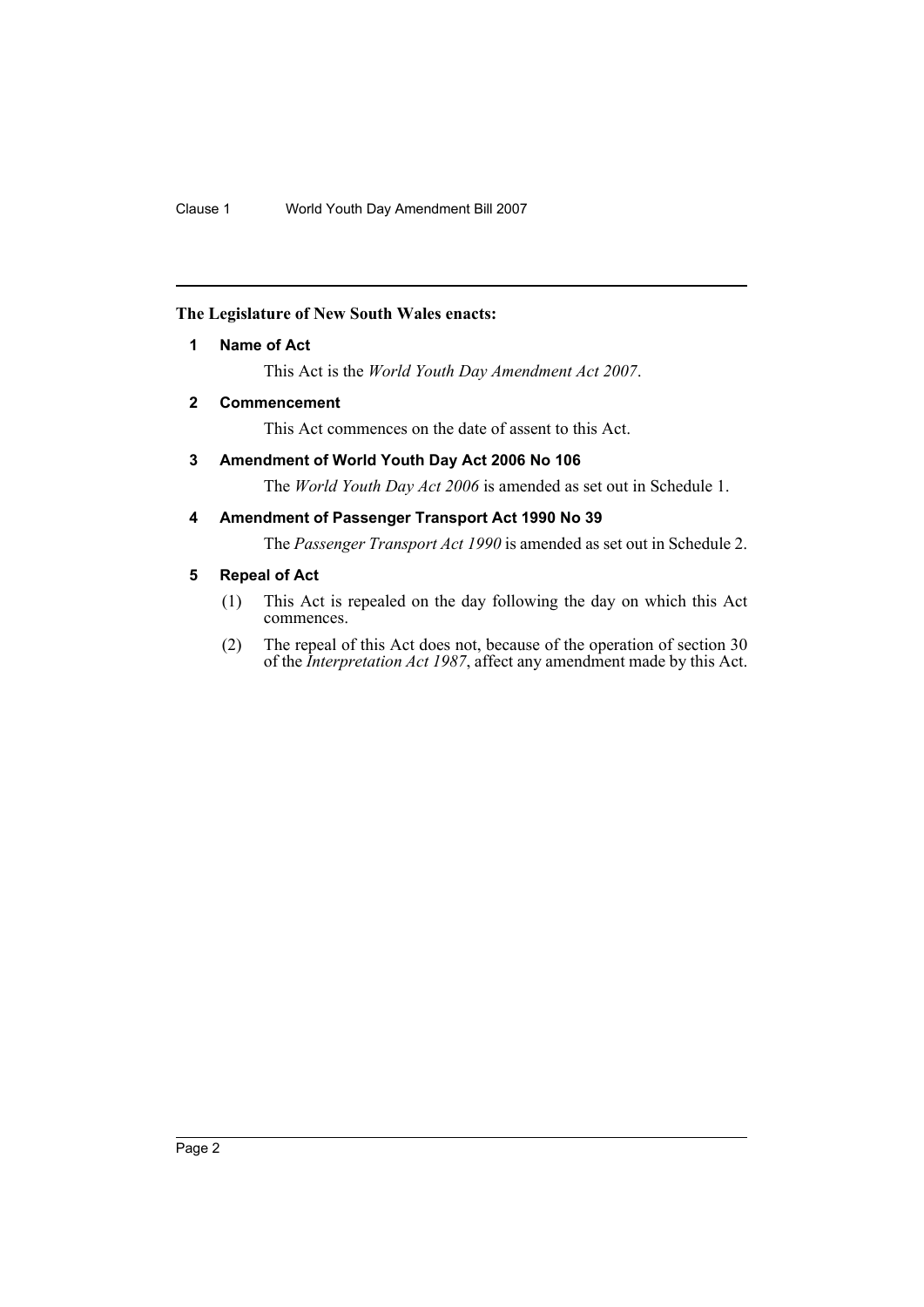**The Legislature of New South Wales enacts:**

## 1 Name of Act

This Act is the *World Youth Day Amendment Act 2007*.

## 2 Commencement

This Act commences on the date of assent to this Act.

## 3 Amendment of World Youth Day Act 2006 No 106

The *World Youth Day Act 2006* is amended as set out in Schedule 1.

## 4 Amendment of Passenger Transport Act 1990 No 39

The *Passenger Transport Act 1990* is amended as set out in Schedule 2.

## 5 Repeal of Act

(1) This Act is repealed on the day following the day on which this Act commences.

(2) The repeal of this Act does not, because of the operation of section 30 of the *Interpretation Act 1987*, affect any amendment made by this Act.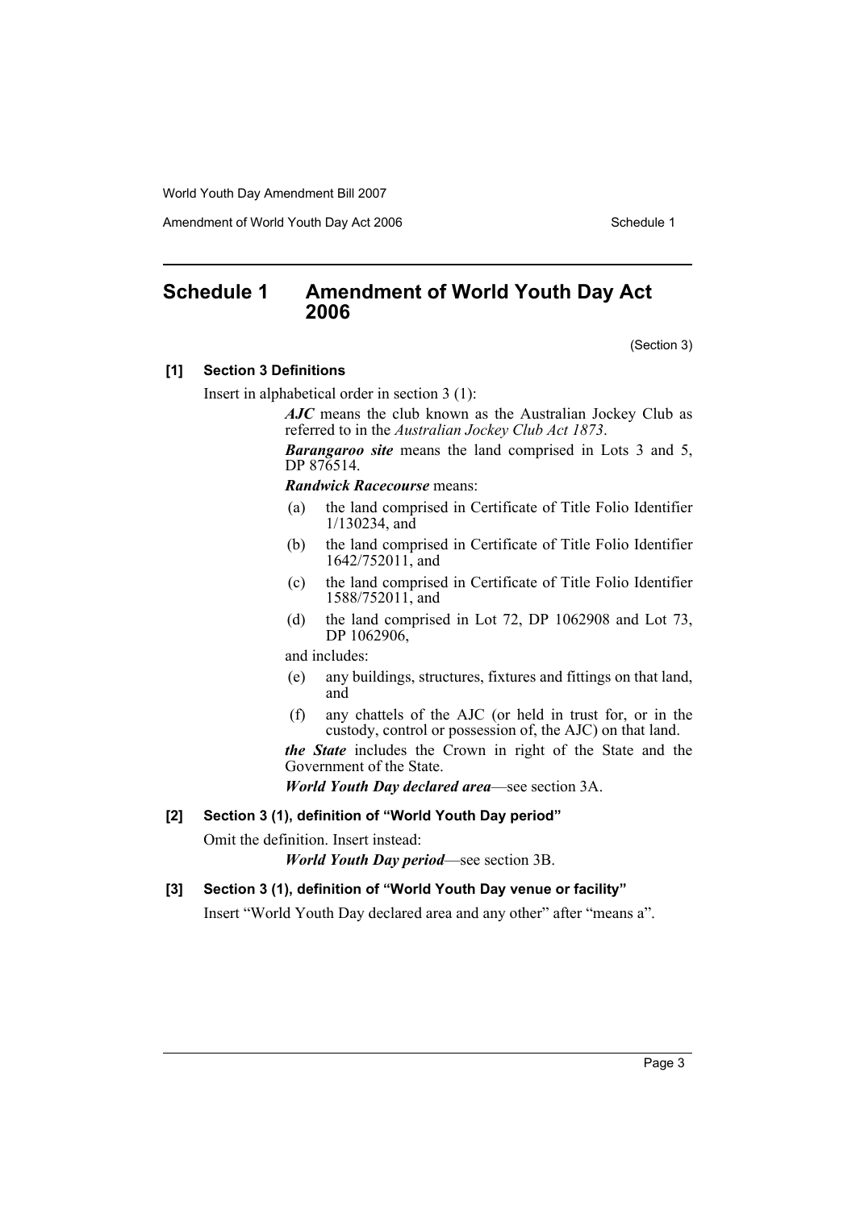## Schedule 1 Amendment of World Youth Day Act 2006

(Section 3)

**[1] Section 3 Definitions**

Insert in alphabetical order in section 3 (1):

> ***AJC*** means the club known as the Australian Jockey Club as referred to in the *Australian Jockey Club Act 1873*.
>
> ***Barangaroo site*** means the land comprised in Lots 3 and 5, DP 876514.
>
> ***Randwick Racecourse*** means:
>
> (a) the land comprised in Certificate of Title Folio Identifier 1/130234, and
>
> (b) the land comprised in Certificate of Title Folio Identifier 1642/752011, and
>
> (c) the land comprised in Certificate of Title Folio Identifier 1588/752011, and
>
> (d) the land comprised in Lot 72, DP 1062908 and Lot 73, DP 1062906,
>
> and includes:
>
> (e) any buildings, structures, fixtures and fittings on that land, and
>
> (f) any chattels of the AJC (or held in trust for, or in the custody, control or possession of, the AJC) on that land.
>
> ***the State*** includes the Crown in right of the State and the Government of the State.
>
> ***World Youth Day declared area***—see section 3A.

**[2] Section 3 (1), definition of "World Youth Day period"**

Omit the definition. Insert instead:

> ***World Youth Day period***—see section 3B.

**[3] Section 3 (1), definition of "World Youth Day venue or facility"**

Insert "World Youth Day declared area and any other" after "means a".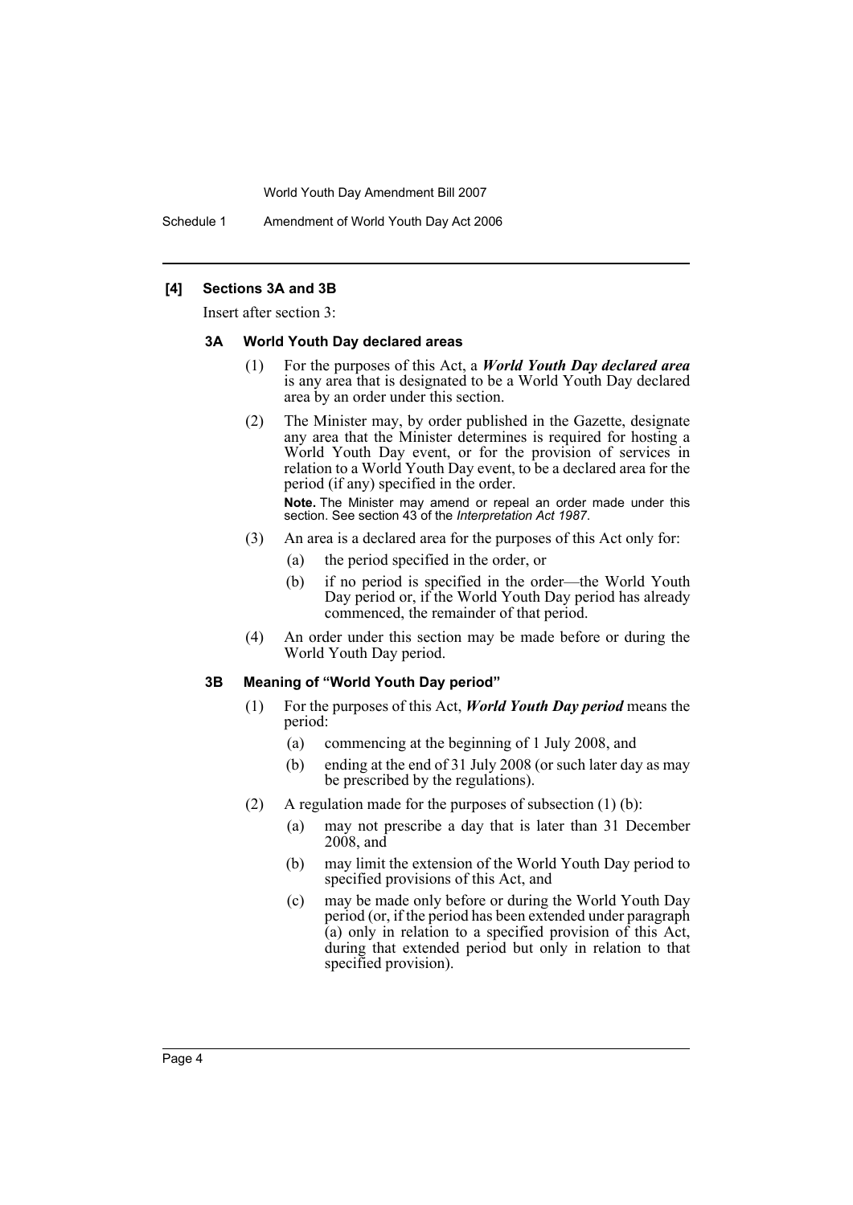### [4] Sections 3A and 3B

Insert after section 3:

#### 3A World Youth Day declared areas

(1) For the purposes of this Act, a ***World Youth Day declared area*** is any area that is designated to be a World Youth Day declared area by an order under this section.

(2) The Minister may, by order published in the Gazette, designate any area that the Minister determines is required for hosting a World Youth Day event, or for the provision of services in relation to a World Youth Day event, to be a declared area for the period (if any) specified in the order.

**Note.** The Minister may amend or repeal an order made under this section. See section 43 of the *Interpretation Act 1987*.

(3) An area is a declared area for the purposes of this Act only for:

- (a) the period specified in the order, or
- (b) if no period is specified in the order—the World Youth Day period or, if the World Youth Day period has already commenced, the remainder of that period.

(4) An order under this section may be made before or during the World Youth Day period.

#### 3B Meaning of "World Youth Day period"

(1) For the purposes of this Act, ***World Youth Day period*** means the period:

- (a) commencing at the beginning of 1 July 2008, and
- (b) ending at the end of 31 July 2008 (or such later day as may be prescribed by the regulations).

(2) A regulation made for the purposes of subsection (1) (b):

- (a) may not prescribe a day that is later than 31 December 2008, and
- (b) may limit the extension of the World Youth Day period to specified provisions of this Act, and
- (c) may be made only before or during the World Youth Day period (or, if the period has been extended under paragraph (a) only in relation to a specified provision of this Act, during that extended period but only in relation to that specified provision).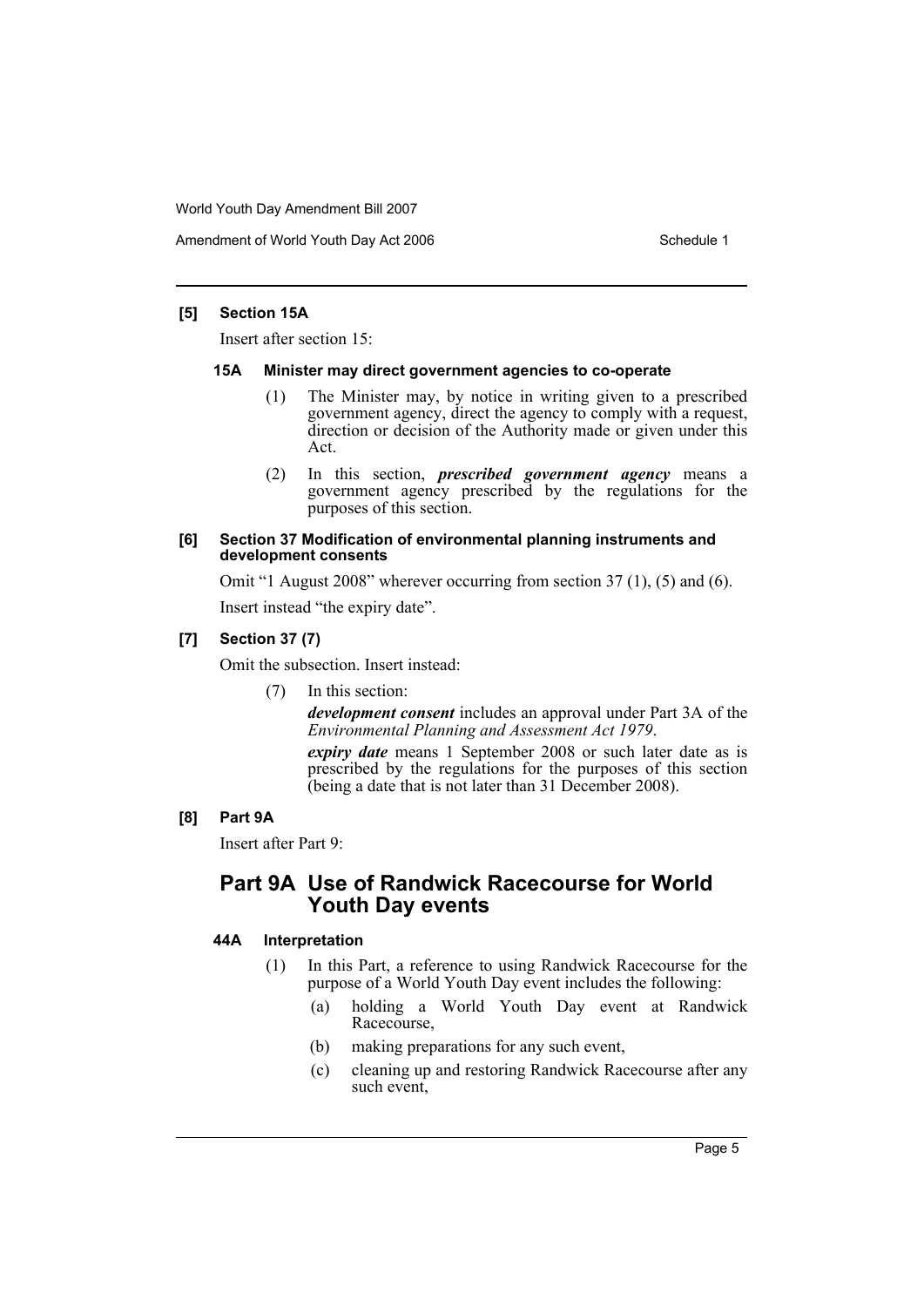**[5] Section 15A**

Insert after section 15:

**15A Minister may direct government agencies to co-operate**

(1) The Minister may, by notice in writing given to a prescribed government agency, direct the agency to comply with a request, direction or decision of the Authority made or given under this Act.

(2) In this section, ***prescribed government agency*** means a government agency prescribed by the regulations for the purposes of this section.

**[6] Section 37 Modification of environmental planning instruments and development consents**

Omit "1 August 2008" wherever occurring from section 37 (1), (5) and (6).

Insert instead "the expiry date".

**[7] Section 37 (7)**

Omit the subsection. Insert instead:

(7) In this section:

***development consent*** includes an approval under Part 3A of the *Environmental Planning and Assessment Act 1979*.

***expiry date*** means 1 September 2008 or such later date as is prescribed by the regulations for the purposes of this section (being a date that is not later than 31 December 2008).

**[8] Part 9A**

Insert after Part 9:

## Part 9A Use of Randwick Racecourse for World Youth Day events

**44A Interpretation**

(1) In this Part, a reference to using Randwick Racecourse for the purpose of a World Youth Day event includes the following:

(a) holding a World Youth Day event at Randwick Racecourse,

(b) making preparations for any such event,

(c) cleaning up and restoring Randwick Racecourse after any such event,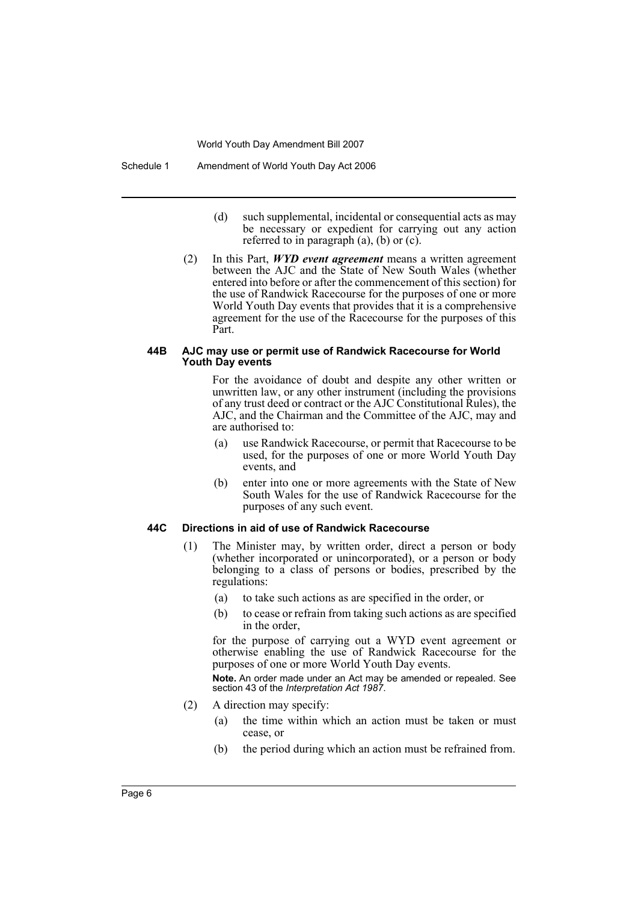(d) such supplemental, incidental or consequential acts as may be necessary or expedient for carrying out any action referred to in paragraph (a), (b) or (c).

(2) In this Part, ***WYD event agreement*** means a written agreement between the AJC and the State of New South Wales (whether entered into before or after the commencement of this section) for the use of Randwick Racecourse for the purposes of one or more World Youth Day events that provides that it is a comprehensive agreement for the use of the Racecourse for the purposes of this Part.

#### 44B AJC may use or permit use of Randwick Racecourse for World Youth Day events

For the avoidance of doubt and despite any other written or unwritten law, or any other instrument (including the provisions of any trust deed or contract or the AJC Constitutional Rules), the AJC, and the Chairman and the Committee of the AJC, may and are authorised to:

(a) use Randwick Racecourse, or permit that Racecourse to be used, for the purposes of one or more World Youth Day events, and

(b) enter into one or more agreements with the State of New South Wales for the use of Randwick Racecourse for the purposes of any such event.

#### 44C Directions in aid of use of Randwick Racecourse

(1) The Minister may, by written order, direct a person or body (whether incorporated or unincorporated), or a person or body belonging to a class of persons or bodies, prescribed by the regulations:

(a) to take such actions as are specified in the order, or

(b) to cease or refrain from taking such actions as are specified in the order,

for the purpose of carrying out a WYD event agreement or otherwise enabling the use of Randwick Racecourse for the purposes of one or more World Youth Day events.

**Note.** An order made under an Act may be amended or repealed. See section 43 of the *Interpretation Act 1987*.

(2) A direction may specify:

(a) the time within which an action must be taken or must cease, or

(b) the period during which an action must be refrained from.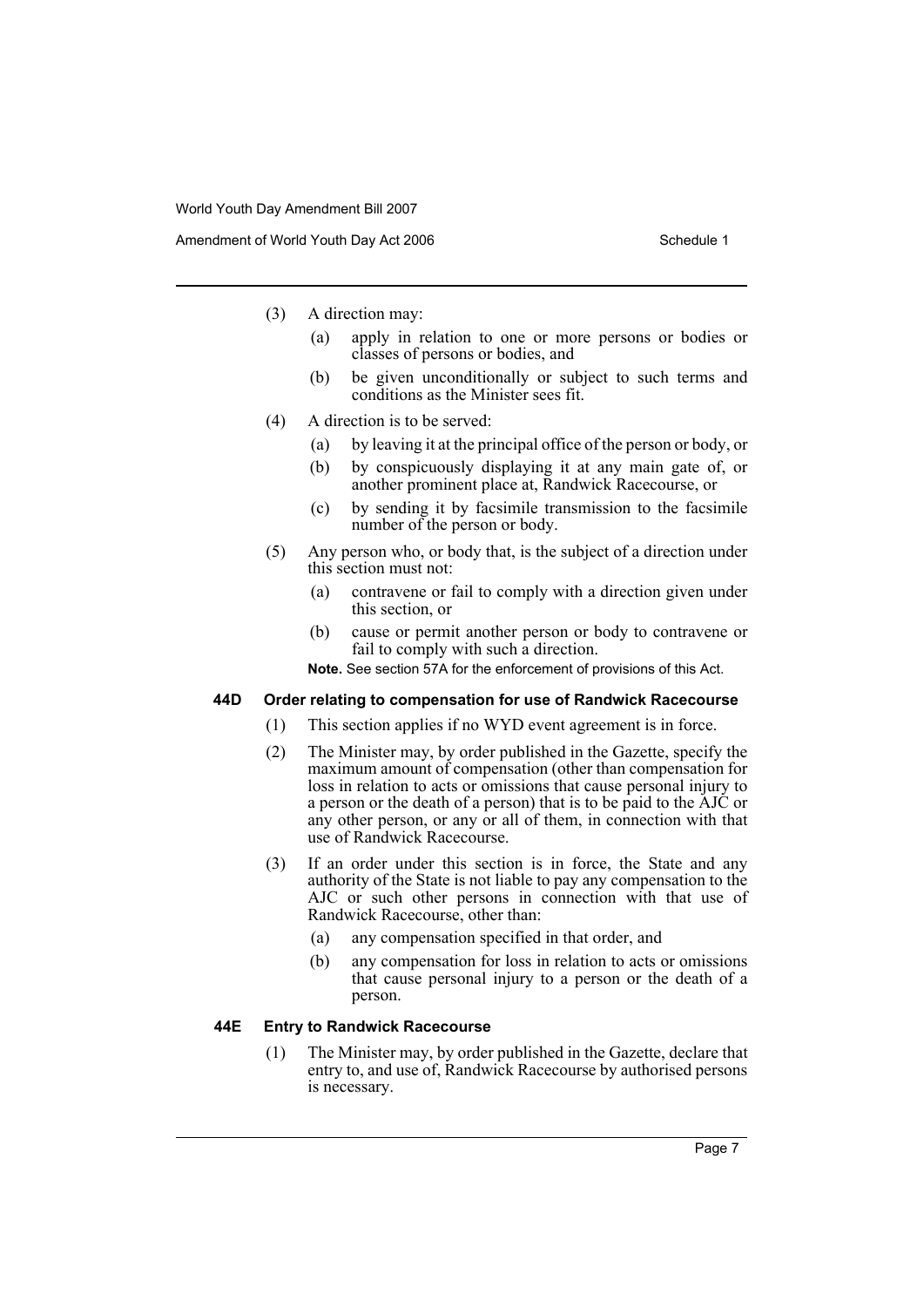(3) A direction may:

(a) apply in relation to one or more persons or bodies or classes of persons or bodies, and

(b) be given unconditionally or subject to such terms and conditions as the Minister sees fit.

(4) A direction is to be served:

(a) by leaving it at the principal office of the person or body, or

(b) by conspicuously displaying it at any main gate of, or another prominent place at, Randwick Racecourse, or

(c) by sending it by facsimile transmission to the facsimile number of the person or body.

(5) Any person who, or body that, is the subject of a direction under this section must not:

(a) contravene or fail to comply with a direction given under this section, or

(b) cause or permit another person or body to contravene or fail to comply with such a direction.

**Note.** See section 57A for the enforcement of provisions of this Act.

### 44D Order relating to compensation for use of Randwick Racecourse

(1) This section applies if no WYD event agreement is in force.

(2) The Minister may, by order published in the Gazette, specify the maximum amount of compensation (other than compensation for loss in relation to acts or omissions that cause personal injury to a person or the death of a person) that is to be paid to the AJC or any other person, or any or all of them, in connection with that use of Randwick Racecourse.

(3) If an order under this section is in force, the State and any authority of the State is not liable to pay any compensation to the AJC or such other persons in connection with that use of Randwick Racecourse, other than:

(a) any compensation specified in that order, and

(b) any compensation for loss in relation to acts or omissions that cause personal injury to a person or the death of a person.

### 44E Entry to Randwick Racecourse

(1) The Minister may, by order published in the Gazette, declare that entry to, and use of, Randwick Racecourse by authorised persons is necessary.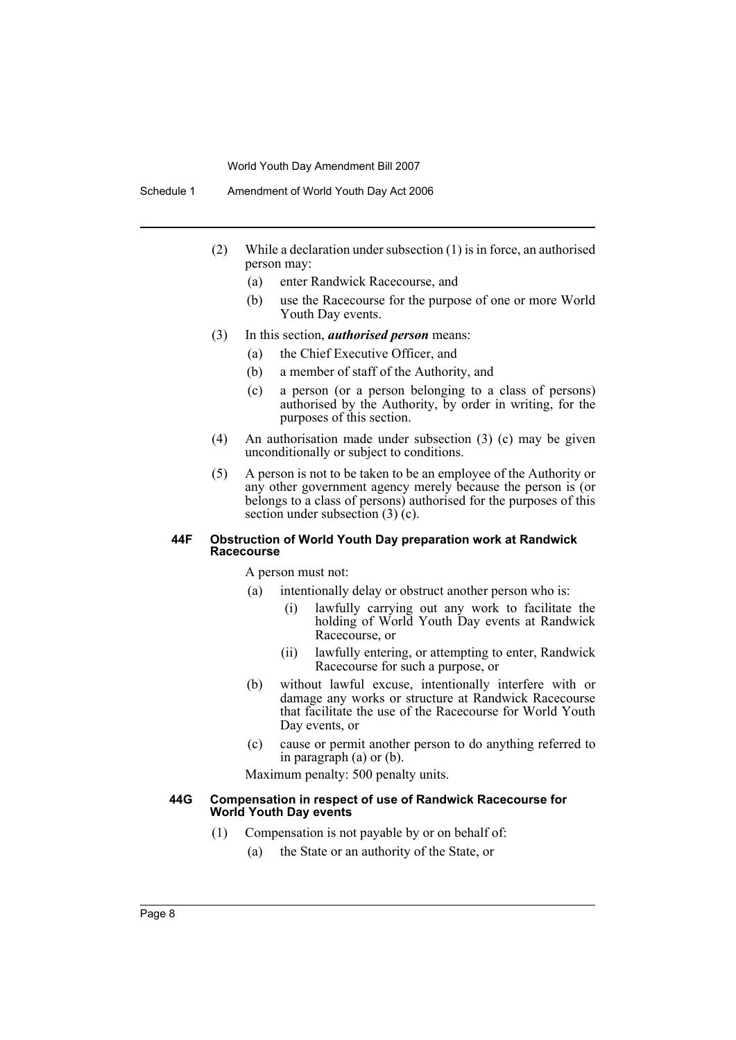(2) While a declaration under subsection (1) is in force, an authorised person may:

   (a) enter Randwick Racecourse, and

   (b) use the Racecourse for the purpose of one or more World Youth Day events.

(3) In this section, ***authorised person*** means:

   (a) the Chief Executive Officer, and

   (b) a member of staff of the Authority, and

   (c) a person (or a person belonging to a class of persons) authorised by the Authority, by order in writing, for the purposes of this section.

(4) An authorisation made under subsection (3) (c) may be given unconditionally or subject to conditions.

(5) A person is not to be taken to be an employee of the Authority or any other government agency merely because the person is (or belongs to a class of persons) authorised for the purposes of this section under subsection (3) (c).

#### 44F Obstruction of World Youth Day preparation work at Randwick Racecourse

A person must not:

   (a) intentionally delay or obstruct another person who is:

      (i) lawfully carrying out any work to facilitate the holding of World Youth Day events at Randwick Racecourse, or

      (ii) lawfully entering, or attempting to enter, Randwick Racecourse for such a purpose, or

   (b) without lawful excuse, intentionally interfere with or damage any works or structure at Randwick Racecourse that facilitate the use of the Racecourse for World Youth Day events, or

   (c) cause or permit another person to do anything referred to in paragraph (a) or (b).

Maximum penalty: 500 penalty units.

#### 44G Compensation in respect of use of Randwick Racecourse for World Youth Day events

(1) Compensation is not payable by or on behalf of:

   (a) the State or an authority of the State, or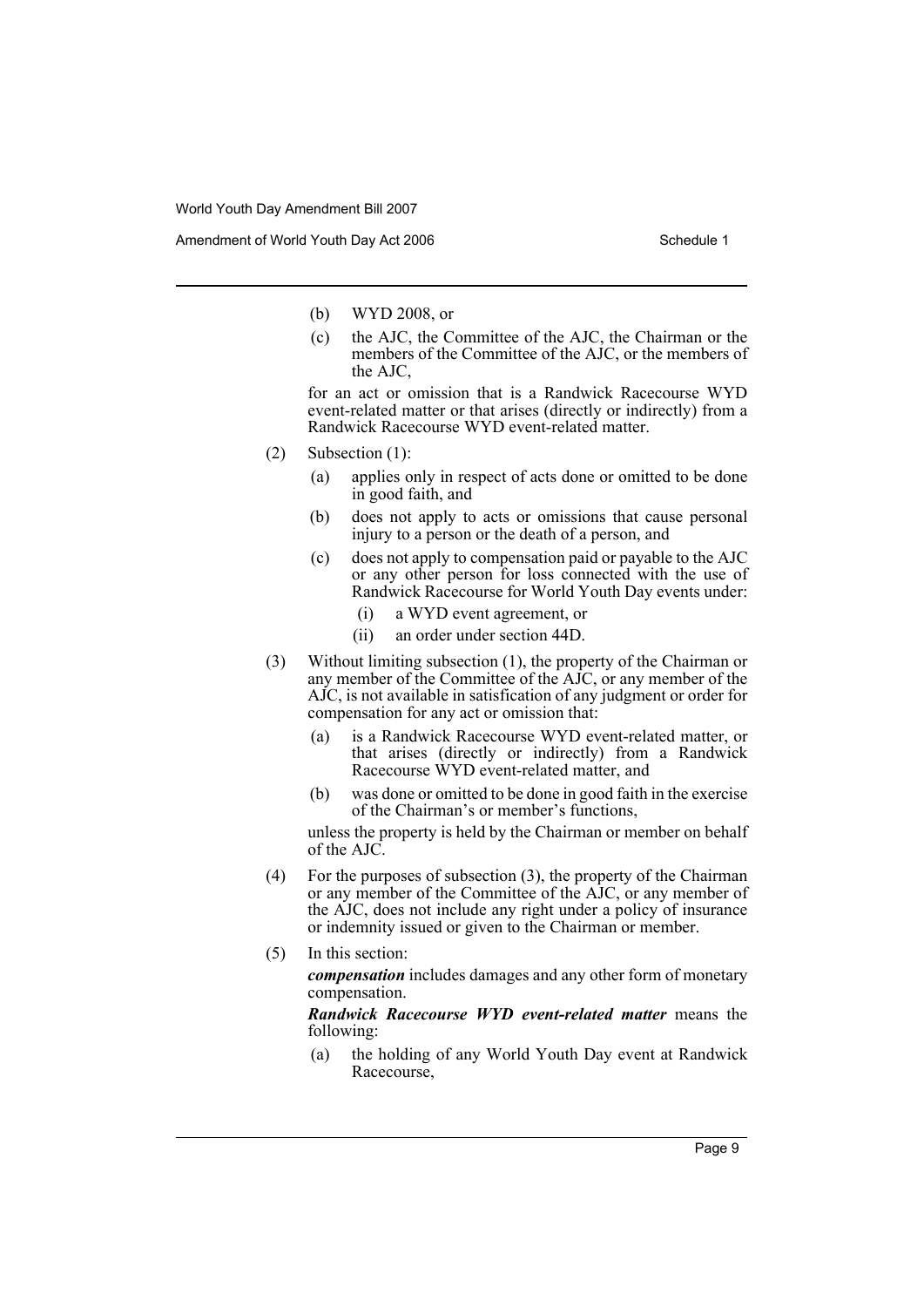(b) WYD 2008, or

(c) the AJC, the Committee of the AJC, the Chairman or the members of the Committee of the AJC, or the members of the AJC,

for an act or omission that is a Randwick Racecourse WYD event-related matter or that arises (directly or indirectly) from a Randwick Racecourse WYD event-related matter.

(2) Subsection (1):

(a) applies only in respect of acts done or omitted to be done in good faith, and

(b) does not apply to acts or omissions that cause personal injury to a person or the death of a person, and

(c) does not apply to compensation paid or payable to the AJC or any other person for loss connected with the use of Randwick Racecourse for World Youth Day events under:

(i) a WYD event agreement, or

(ii) an order under section 44D.

(3) Without limiting subsection (1), the property of the Chairman or any member of the Committee of the AJC, or any member of the AJC, is not available in satisfication of any judgment or order for compensation for any act or omission that:

(a) is a Randwick Racecourse WYD event-related matter, or that arises (directly or indirectly) from a Randwick Racecourse WYD event-related matter, and

(b) was done or omitted to be done in good faith in the exercise of the Chairman's or member's functions,

unless the property is held by the Chairman or member on behalf of the AJC.

(4) For the purposes of subsection (3), the property of the Chairman or any member of the Committee of the AJC, or any member of the AJC, does not include any right under a policy of insurance or indemnity issued or given to the Chairman or member.

(5) In this section:

***compensation*** includes damages and any other form of monetary compensation.

***Randwick Racecourse WYD event-related matter*** means the following:

(a) the holding of any World Youth Day event at Randwick Racecourse,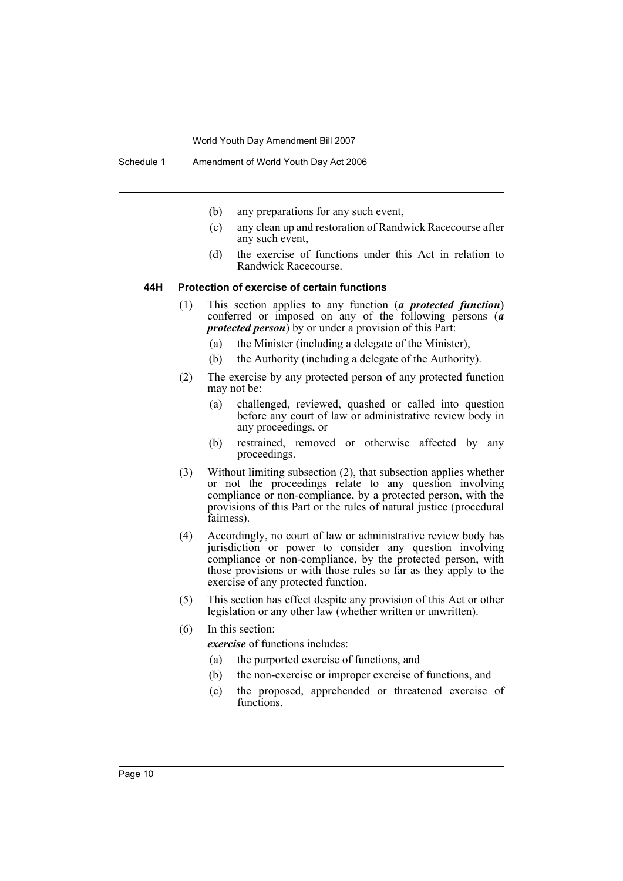(b) any preparations for any such event,

(c) any clean up and restoration of Randwick Racecourse after any such event,

(d) the exercise of functions under this Act in relation to Randwick Racecourse.

#### 44H Protection of exercise of certain functions

(1) This section applies to any function (***a protected function***) conferred or imposed on any of the following persons (***a protected person***) by or under a provision of this Part:

(a) the Minister (including a delegate of the Minister),

(b) the Authority (including a delegate of the Authority).

(2) The exercise by any protected person of any protected function may not be:

(a) challenged, reviewed, quashed or called into question before any court of law or administrative review body in any proceedings, or

(b) restrained, removed or otherwise affected by any proceedings.

(3) Without limiting subsection (2), that subsection applies whether or not the proceedings relate to any question involving compliance or non-compliance, by a protected person, with the provisions of this Part or the rules of natural justice (procedural fairness).

(4) Accordingly, no court of law or administrative review body has jurisdiction or power to consider any question involving compliance or non-compliance, by the protected person, with those provisions or with those rules so far as they apply to the exercise of any protected function.

(5) This section has effect despite any provision of this Act or other legislation or any other law (whether written or unwritten).

(6) In this section:

***exercise*** of functions includes:

(a) the purported exercise of functions, and

(b) the non-exercise or improper exercise of functions, and

(c) the proposed, apprehended or threatened exercise of functions.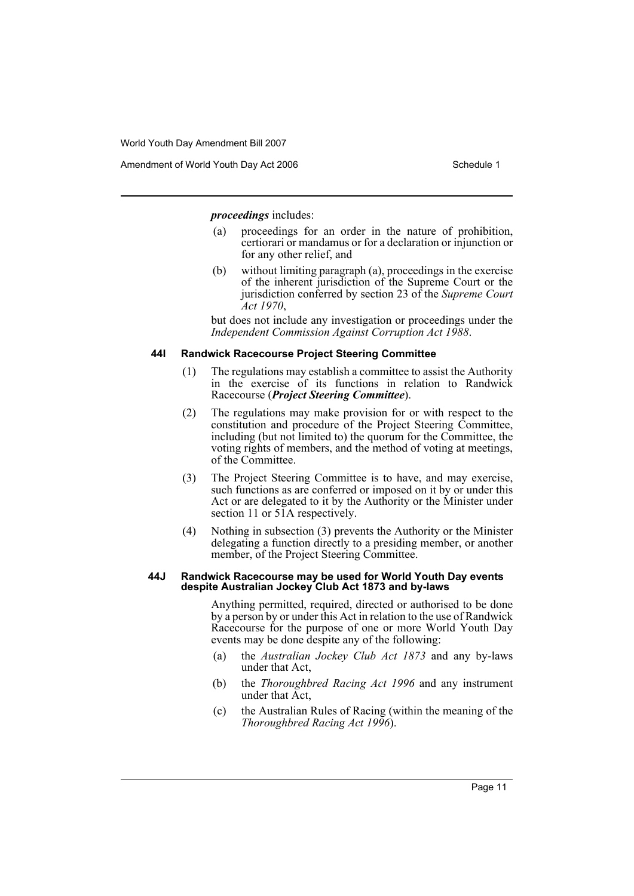***proceedings*** includes:

(a) proceedings for an order in the nature of prohibition, certiorari or mandamus or for a declaration or injunction or for any other relief, and

(b) without limiting paragraph (a), proceedings in the exercise of the inherent jurisdiction of the Supreme Court or the jurisdiction conferred by section 23 of the *Supreme Court Act 1970*,

but does not include any investigation or proceedings under the *Independent Commission Against Corruption Act 1988*.

#### 44I Randwick Racecourse Project Steering Committee

(1) The regulations may establish a committee to assist the Authority in the exercise of its functions in relation to Randwick Racecourse (***Project Steering Committee***).

(2) The regulations may make provision for or with respect to the constitution and procedure of the Project Steering Committee, including (but not limited to) the quorum for the Committee, the voting rights of members, and the method of voting at meetings, of the Committee.

(3) The Project Steering Committee is to have, and may exercise, such functions as are conferred or imposed on it by or under this Act or are delegated to it by the Authority or the Minister under section 11 or 51A respectively.

(4) Nothing in subsection (3) prevents the Authority or the Minister delegating a function directly to a presiding member, or another member, of the Project Steering Committee.

#### 44J Randwick Racecourse may be used for World Youth Day events despite Australian Jockey Club Act 1873 and by-laws

Anything permitted, required, directed or authorised to be done by a person by or under this Act in relation to the use of Randwick Racecourse for the purpose of one or more World Youth Day events may be done despite any of the following:

(a) the *Australian Jockey Club Act 1873* and any by-laws under that Act,

(b) the *Thoroughbred Racing Act 1996* and any instrument under that Act,

(c) the Australian Rules of Racing (within the meaning of the *Thoroughbred Racing Act 1996*).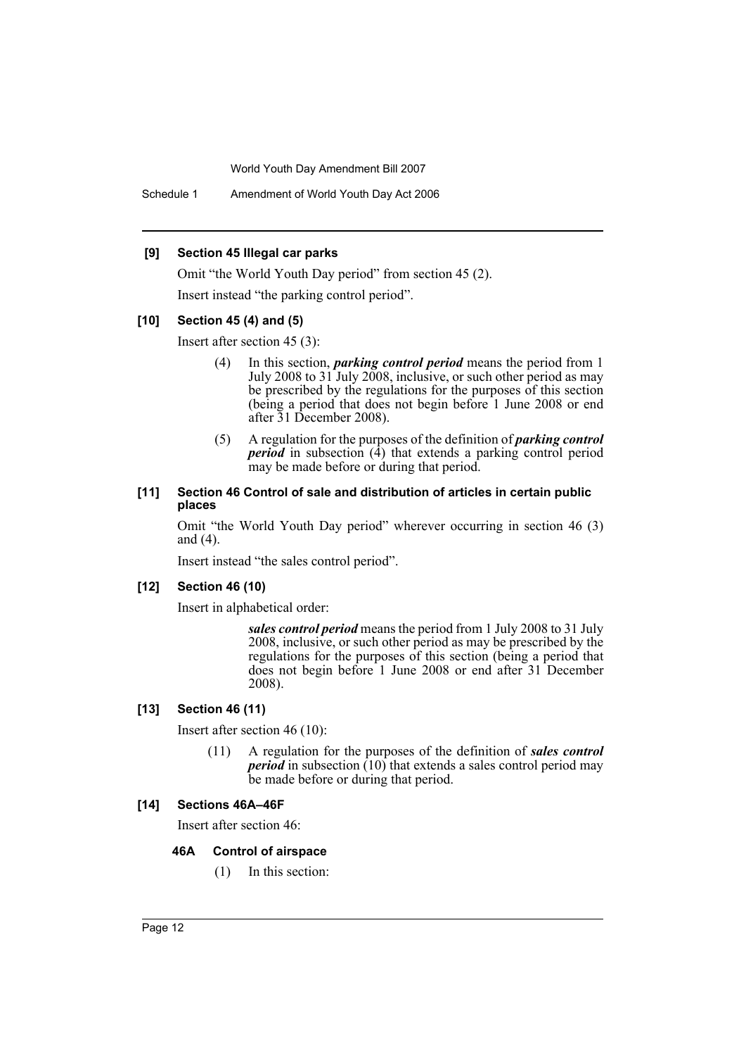**[9] Section 45 Illegal car parks**

Omit "the World Youth Day period" from section 45 (2).

Insert instead "the parking control period".

**[10] Section 45 (4) and (5)**

Insert after section 45 (3):

> (4) In this section, ***parking control period*** means the period from 1 July 2008 to 31 July 2008, inclusive, or such other period as may be prescribed by the regulations for the purposes of this section (being a period that does not begin before 1 June 2008 or end after 31 December 2008).
>
> (5) A regulation for the purposes of the definition of ***parking control period*** in subsection (4) that extends a parking control period may be made before or during that period.

**[11] Section 46 Control of sale and distribution of articles in certain public places**

Omit "the World Youth Day period" wherever occurring in section 46 (3) and (4).

Insert instead "the sales control period".

**[12] Section 46 (10)**

Insert in alphabetical order:

> ***sales control period*** means the period from 1 July 2008 to 31 July 2008, inclusive, or such other period as may be prescribed by the regulations for the purposes of this section (being a period that does not begin before 1 June 2008 or end after 31 December 2008).

**[13] Section 46 (11)**

Insert after section 46 (10):

> (11) A regulation for the purposes of the definition of ***sales control period*** in subsection (10) that extends a sales control period may be made before or during that period.

**[14] Sections 46A–46F**

Insert after section 46:

> **46A Control of airspace**
>
> (1) In this section: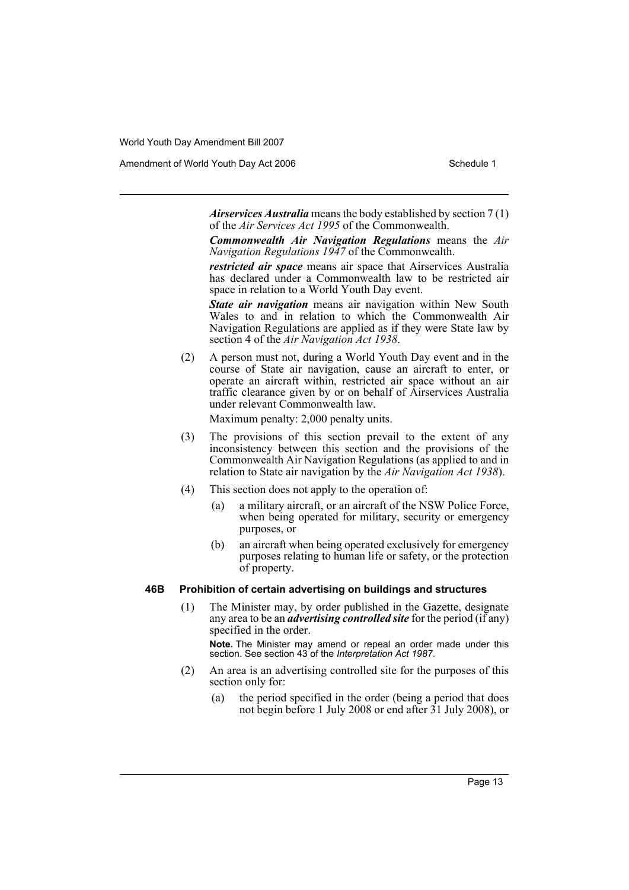***Airservices Australia*** means the body established by section 7 (1) of the *Air Services Act 1995* of the Commonwealth.

***Commonwealth Air Navigation Regulations*** means the *Air Navigation Regulations 1947* of the Commonwealth.

***restricted air space*** means air space that Airservices Australia has declared under a Commonwealth law to be restricted air space in relation to a World Youth Day event.

***State air navigation*** means air navigation within New South Wales to and in relation to which the Commonwealth Air Navigation Regulations are applied as if they were State law by section 4 of the *Air Navigation Act 1938*.

(2) A person must not, during a World Youth Day event and in the course of State air navigation, cause an aircraft to enter, or operate an aircraft within, restricted air space without an air traffic clearance given by or on behalf of Airservices Australia under relevant Commonwealth law.

Maximum penalty: 2,000 penalty units.

(3) The provisions of this section prevail to the extent of any inconsistency between this section and the provisions of the Commonwealth Air Navigation Regulations (as applied to and in relation to State air navigation by the *Air Navigation Act 1938*).

(4) This section does not apply to the operation of:

(a) a military aircraft, or an aircraft of the NSW Police Force, when being operated for military, security or emergency purposes, or

(b) an aircraft when being operated exclusively for emergency purposes relating to human life or safety, or the protection of property.

#### 46B Prohibition of certain advertising on buildings and structures

(1) The Minister may, by order published in the Gazette, designate any area to be an ***advertising controlled site*** for the period (if any) specified in the order.

**Note.** The Minister may amend or repeal an order made under this section. See section 43 of the *Interpretation Act 1987*.

(2) An area is an advertising controlled site for the purposes of this section only for:

(a) the period specified in the order (being a period that does not begin before 1 July 2008 or end after 31 July 2008), or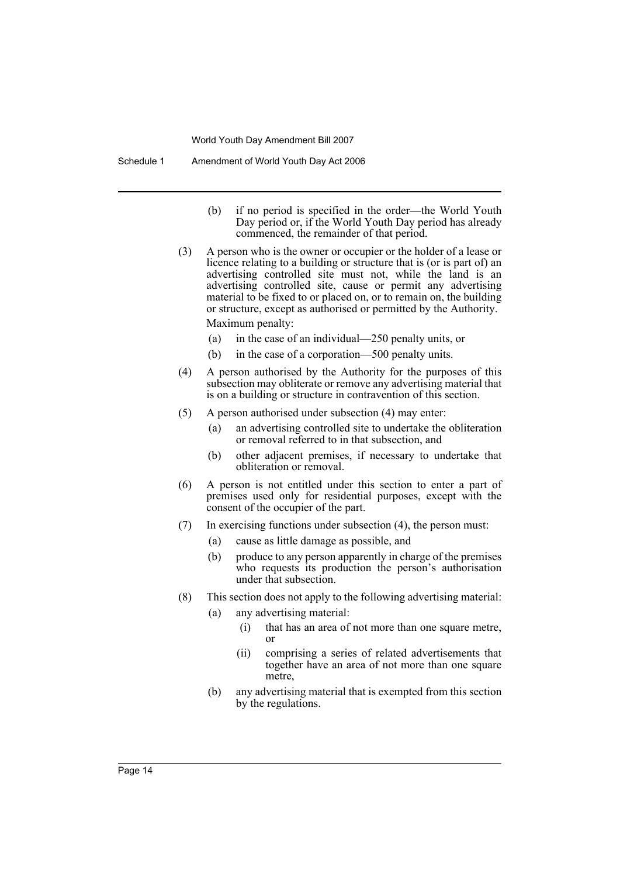(b) if no period is specified in the order—the World Youth Day period or, if the World Youth Day period has already commenced, the remainder of that period.

(3) A person who is the owner or occupier or the holder of a lease or licence relating to a building or structure that is (or is part of) an advertising controlled site must not, while the land is an advertising controlled site, cause or permit any advertising material to be fixed to or placed on, or to remain on, the building or structure, except as authorised or permitted by the Authority.

Maximum penalty:

- (a) in the case of an individual—250 penalty units, or
- (b) in the case of a corporation—500 penalty units.

(4) A person authorised by the Authority for the purposes of this subsection may obliterate or remove any advertising material that is on a building or structure in contravention of this section.

(5) A person authorised under subsection (4) may enter:

- (a) an advertising controlled site to undertake the obliteration or removal referred to in that subsection, and
- (b) other adjacent premises, if necessary to undertake that obliteration or removal.

(6) A person is not entitled under this section to enter a part of premises used only for residential purposes, except with the consent of the occupier of the part.

(7) In exercising functions under subsection (4), the person must:

- (a) cause as little damage as possible, and
- (b) produce to any person apparently in charge of the premises who requests its production the person's authorisation under that subsection.

(8) This section does not apply to the following advertising material:

- (a) any advertising material:
  - (i) that has an area of not more than one square metre, or
  - (ii) comprising a series of related advertisements that together have an area of not more than one square metre,
- (b) any advertising material that is exempted from this section by the regulations.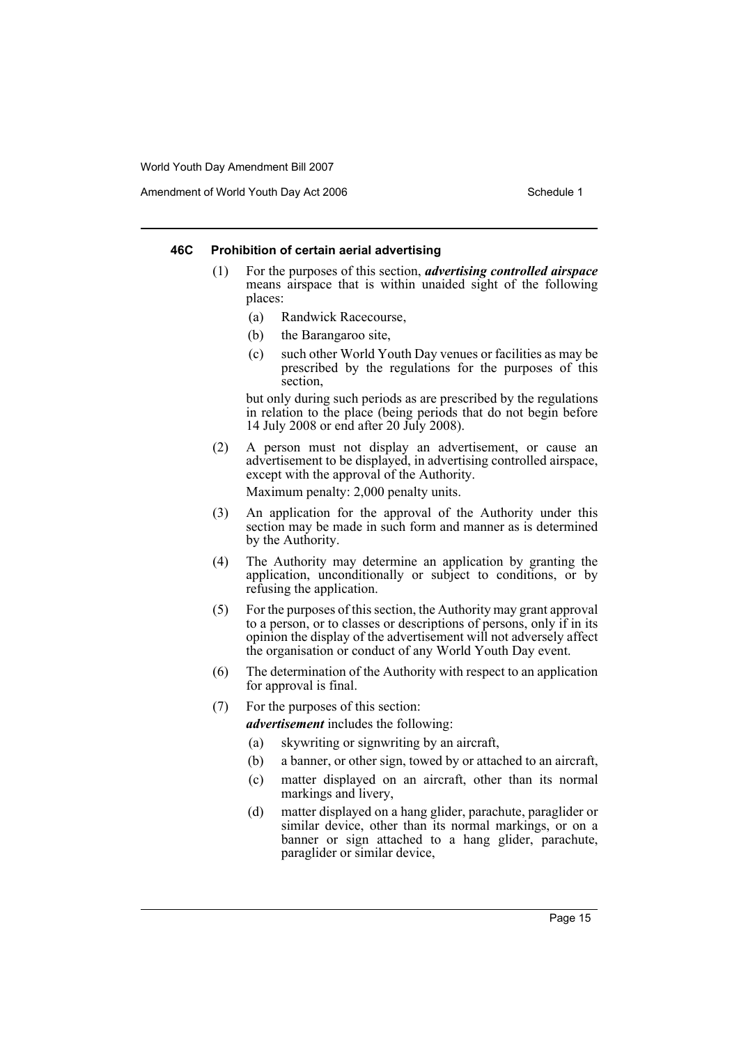#### 46C Prohibition of certain aerial advertising

(1) For the purposes of this section, ***advertising controlled airspace*** means airspace that is within unaided sight of the following places:

(a) Randwick Racecourse,

(b) the Barangaroo site,

(c) such other World Youth Day venues or facilities as may be prescribed by the regulations for the purposes of this section,

but only during such periods as are prescribed by the regulations in relation to the place (being periods that do not begin before 14 July 2008 or end after 20 July 2008).

(2) A person must not display an advertisement, or cause an advertisement to be displayed, in advertising controlled airspace, except with the approval of the Authority.

Maximum penalty: 2,000 penalty units.

(3) An application for the approval of the Authority under this section may be made in such form and manner as is determined by the Authority.

(4) The Authority may determine an application by granting the application, unconditionally or subject to conditions, or by refusing the application.

(5) For the purposes of this section, the Authority may grant approval to a person, or to classes or descriptions of persons, only if in its opinion the display of the advertisement will not adversely affect the organisation or conduct of any World Youth Day event.

(6) The determination of the Authority with respect to an application for approval is final.

(7) For the purposes of this section:

***advertisement*** includes the following:

(a) skywriting or signwriting by an aircraft,

(b) a banner, or other sign, towed by or attached to an aircraft,

(c) matter displayed on an aircraft, other than its normal markings and livery,

(d) matter displayed on a hang glider, parachute, paraglider or similar device, other than its normal markings, or on a banner or sign attached to a hang glider, parachute, paraglider or similar device,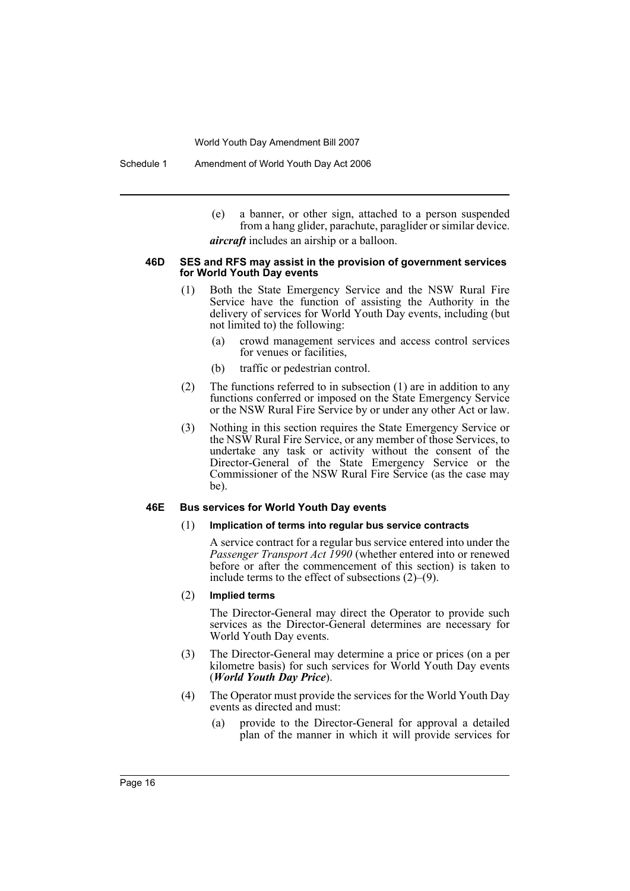(e) a banner, or other sign, attached to a person suspended from a hang glider, parachute, paraglider or similar device.

***aircraft*** includes an airship or a balloon.

#### 46D SES and RFS may assist in the provision of government services for World Youth Day events

(1) Both the State Emergency Service and the NSW Rural Fire Service have the function of assisting the Authority in the delivery of services for World Youth Day events, including (but not limited to) the following:

(a) crowd management services and access control services for venues or facilities,

(b) traffic or pedestrian control.

(2) The functions referred to in subsection (1) are in addition to any functions conferred or imposed on the State Emergency Service or the NSW Rural Fire Service by or under any other Act or law.

(3) Nothing in this section requires the State Emergency Service or the NSW Rural Fire Service, or any member of those Services, to undertake any task or activity without the consent of the Director-General of the State Emergency Service or the Commissioner of the NSW Rural Fire Service (as the case may be).

#### 46E Bus services for World Youth Day events

(1) **Implication of terms into regular bus service contracts**

A service contract for a regular bus service entered into under the *Passenger Transport Act 1990* (whether entered into or renewed before or after the commencement of this section) is taken to include terms to the effect of subsections (2)–(9).

(2) **Implied terms**

The Director-General may direct the Operator to provide such services as the Director-General determines are necessary for World Youth Day events.

(3) The Director-General may determine a price or prices (on a per kilometre basis) for such services for World Youth Day events (***World Youth Day Price***).

(4) The Operator must provide the services for the World Youth Day events as directed and must:

(a) provide to the Director-General for approval a detailed plan of the manner in which it will provide services for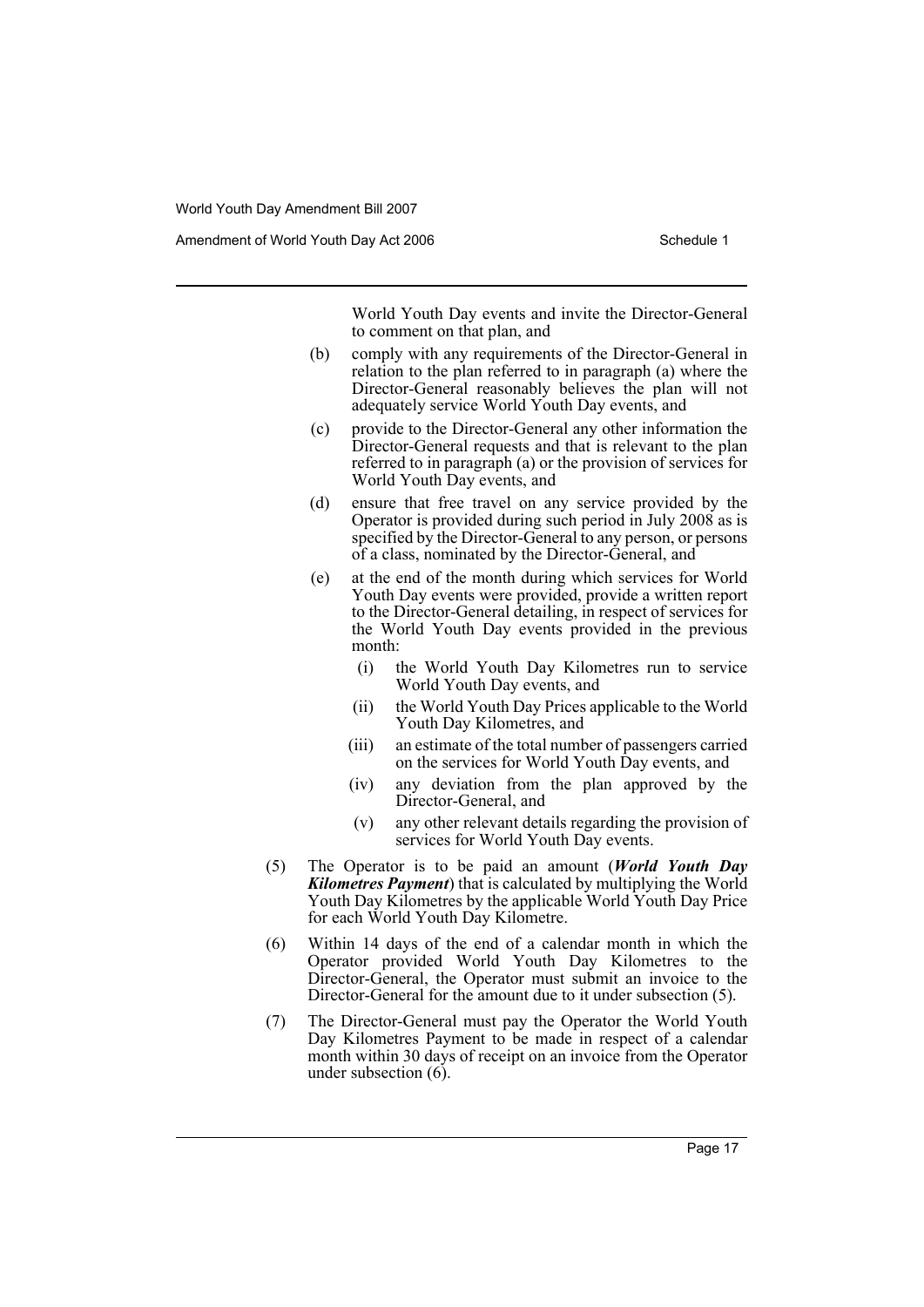World Youth Day events and invite the Director-General to comment on that plan, and

(b) comply with any requirements of the Director-General in relation to the plan referred to in paragraph (a) where the Director-General reasonably believes the plan will not adequately service World Youth Day events, and

(c) provide to the Director-General any other information the Director-General requests and that is relevant to the plan referred to in paragraph (a) or the provision of services for World Youth Day events, and

(d) ensure that free travel on any service provided by the Operator is provided during such period in July 2008 as is specified by the Director-General to any person, or persons of a class, nominated by the Director-General, and

(e) at the end of the month during which services for World Youth Day events were provided, provide a written report to the Director-General detailing, in respect of services for the World Youth Day events provided in the previous month:

   (i) the World Youth Day Kilometres run to service World Youth Day events, and

   (ii) the World Youth Day Prices applicable to the World Youth Day Kilometres, and

   (iii) an estimate of the total number of passengers carried on the services for World Youth Day events, and

   (iv) any deviation from the plan approved by the Director-General, and

   (v) any other relevant details regarding the provision of services for World Youth Day events.

(5) The Operator is to be paid an amount (***World Youth Day Kilometres Payment***) that is calculated by multiplying the World Youth Day Kilometres by the applicable World Youth Day Price for each World Youth Day Kilometre.

(6) Within 14 days of the end of a calendar month in which the Operator provided World Youth Day Kilometres to the Director-General, the Operator must submit an invoice to the Director-General for the amount due to it under subsection (5).

(7) The Director-General must pay the Operator the World Youth Day Kilometres Payment to be made in respect of a calendar month within 30 days of receipt on an invoice from the Operator under subsection (6).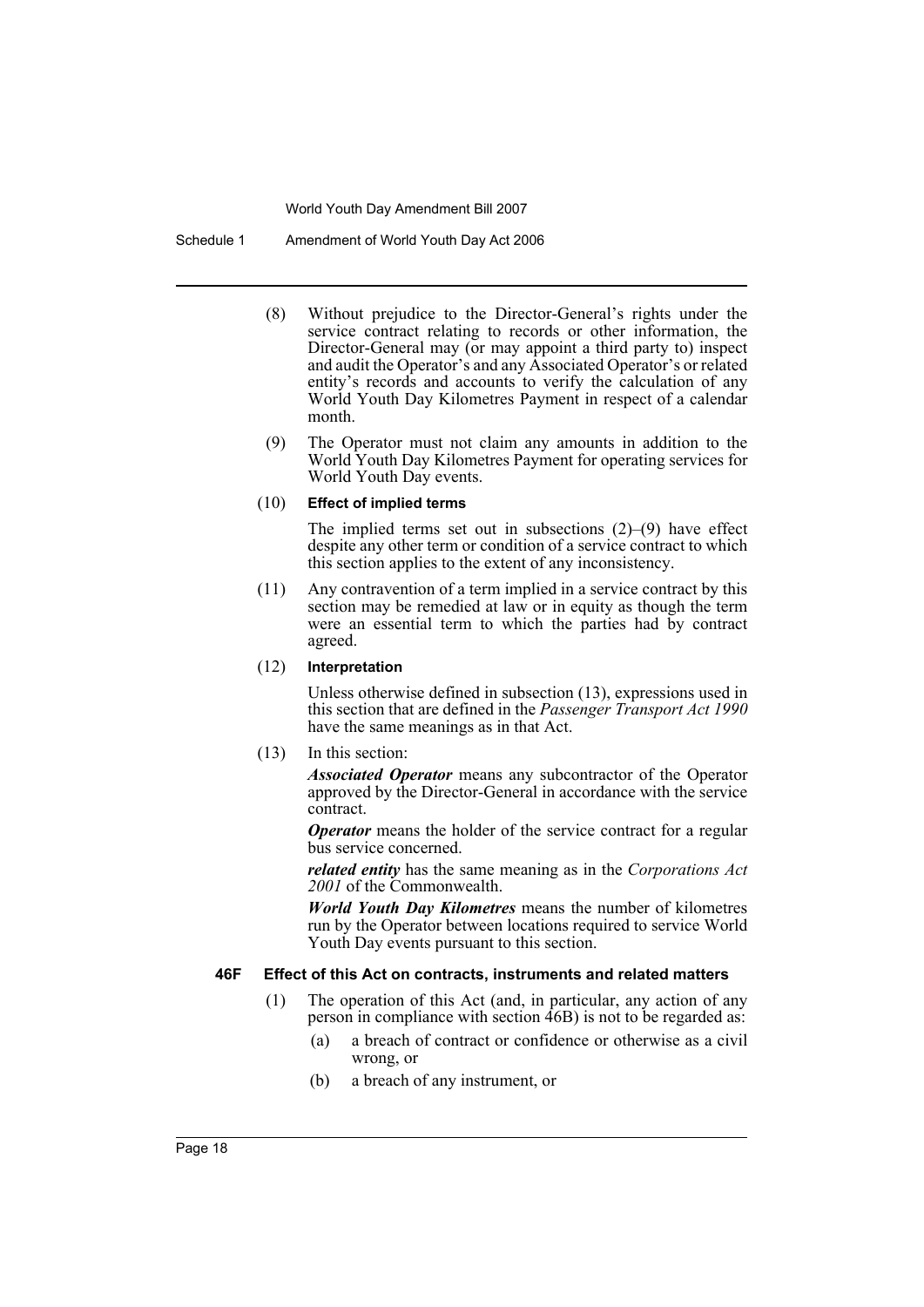(8) Without prejudice to the Director-General's rights under the service contract relating to records or other information, the Director-General may (or may appoint a third party to) inspect and audit the Operator's and any Associated Operator's or related entity's records and accounts to verify the calculation of any World Youth Day Kilometres Payment in respect of a calendar month.

(9) The Operator must not claim any amounts in addition to the World Youth Day Kilometres Payment for operating services for World Youth Day events.

(10) **Effect of implied terms**

The implied terms set out in subsections (2)–(9) have effect despite any other term or condition of a service contract to which this section applies to the extent of any inconsistency.

(11) Any contravention of a term implied in a service contract by this section may be remedied at law or in equity as though the term were an essential term to which the parties had by contract agreed.

(12) **Interpretation**

Unless otherwise defined in subsection (13), expressions used in this section that are defined in the *Passenger Transport Act 1990* have the same meanings as in that Act.

(13) In this section:

***Associated Operator*** means any subcontractor of the Operator approved by the Director-General in accordance with the service contract.

***Operator*** means the holder of the service contract for a regular bus service concerned.

***related entity*** has the same meaning as in the *Corporations Act 2001* of the Commonwealth.

***World Youth Day Kilometres*** means the number of kilometres run by the Operator between locations required to service World Youth Day events pursuant to this section.

**46F Effect of this Act on contracts, instruments and related matters**

(1) The operation of this Act (and, in particular, any action of any person in compliance with section 46B) is not to be regarded as:

(a) a breach of contract or confidence or otherwise as a civil wrong, or

(b) a breach of any instrument, or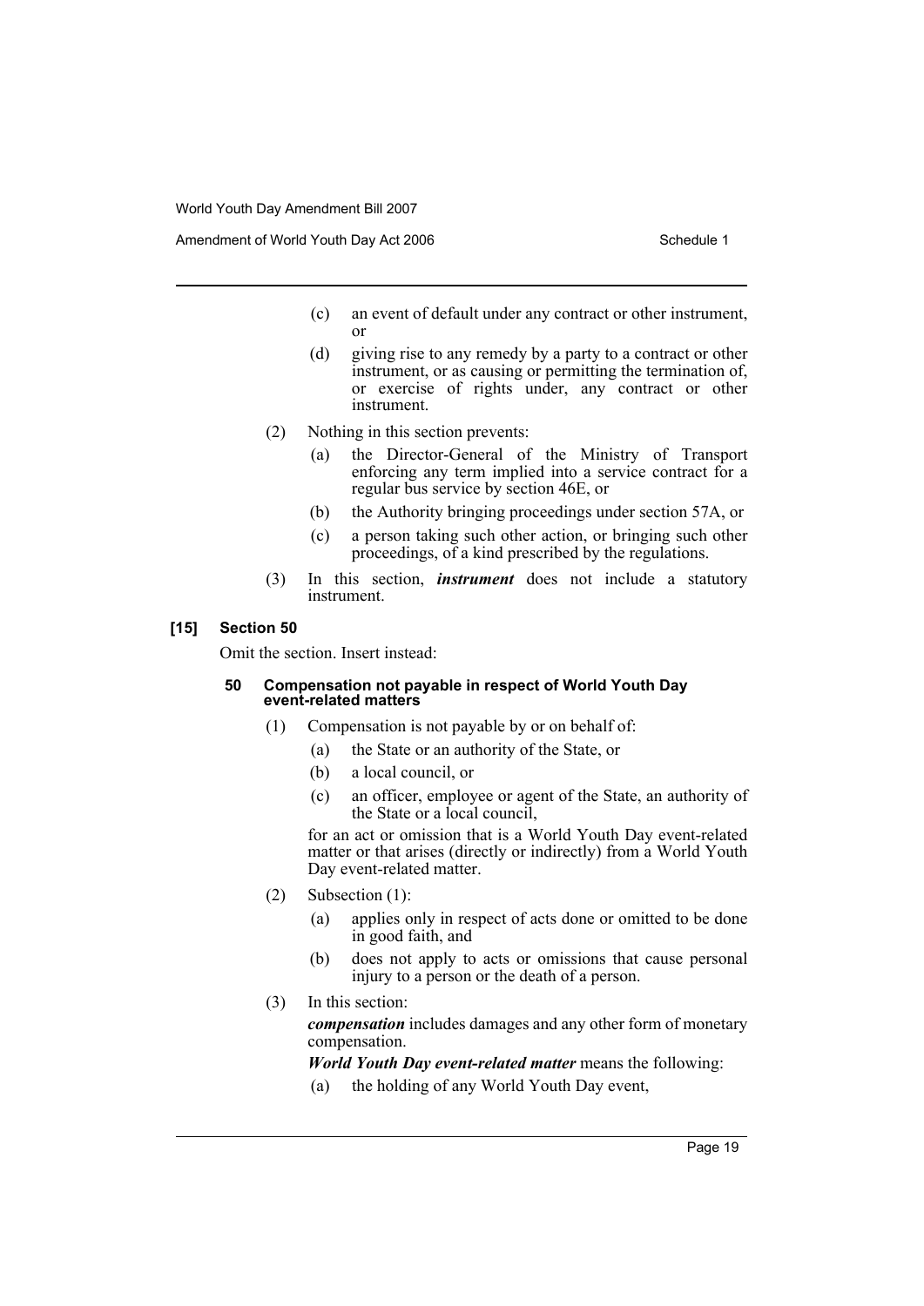(c) an event of default under any contract or other instrument, or

(d) giving rise to any remedy by a party to a contract or other instrument, or as causing or permitting the termination of, or exercise of rights under, any contract or other instrument.

(2) Nothing in this section prevents:

(a) the Director-General of the Ministry of Transport enforcing any term implied into a service contract for a regular bus service by section 46E, or

(b) the Authority bringing proceedings under section 57A, or

(c) a person taking such other action, or bringing such other proceedings, of a kind prescribed by the regulations.

(3) In this section, ***instrument*** does not include a statutory instrument.

**[15] Section 50**

Omit the section. Insert instead:

**50 Compensation not payable in respect of World Youth Day event-related matters**

(1) Compensation is not payable by or on behalf of:

(a) the State or an authority of the State, or

(b) a local council, or

(c) an officer, employee or agent of the State, an authority of the State or a local council,

for an act or omission that is a World Youth Day event-related matter or that arises (directly or indirectly) from a World Youth Day event-related matter.

(2) Subsection (1):

(a) applies only in respect of acts done or omitted to be done in good faith, and

(b) does not apply to acts or omissions that cause personal injury to a person or the death of a person.

(3) In this section:

***compensation*** includes damages and any other form of monetary compensation.

***World Youth Day event-related matter*** means the following:

(a) the holding of any World Youth Day event,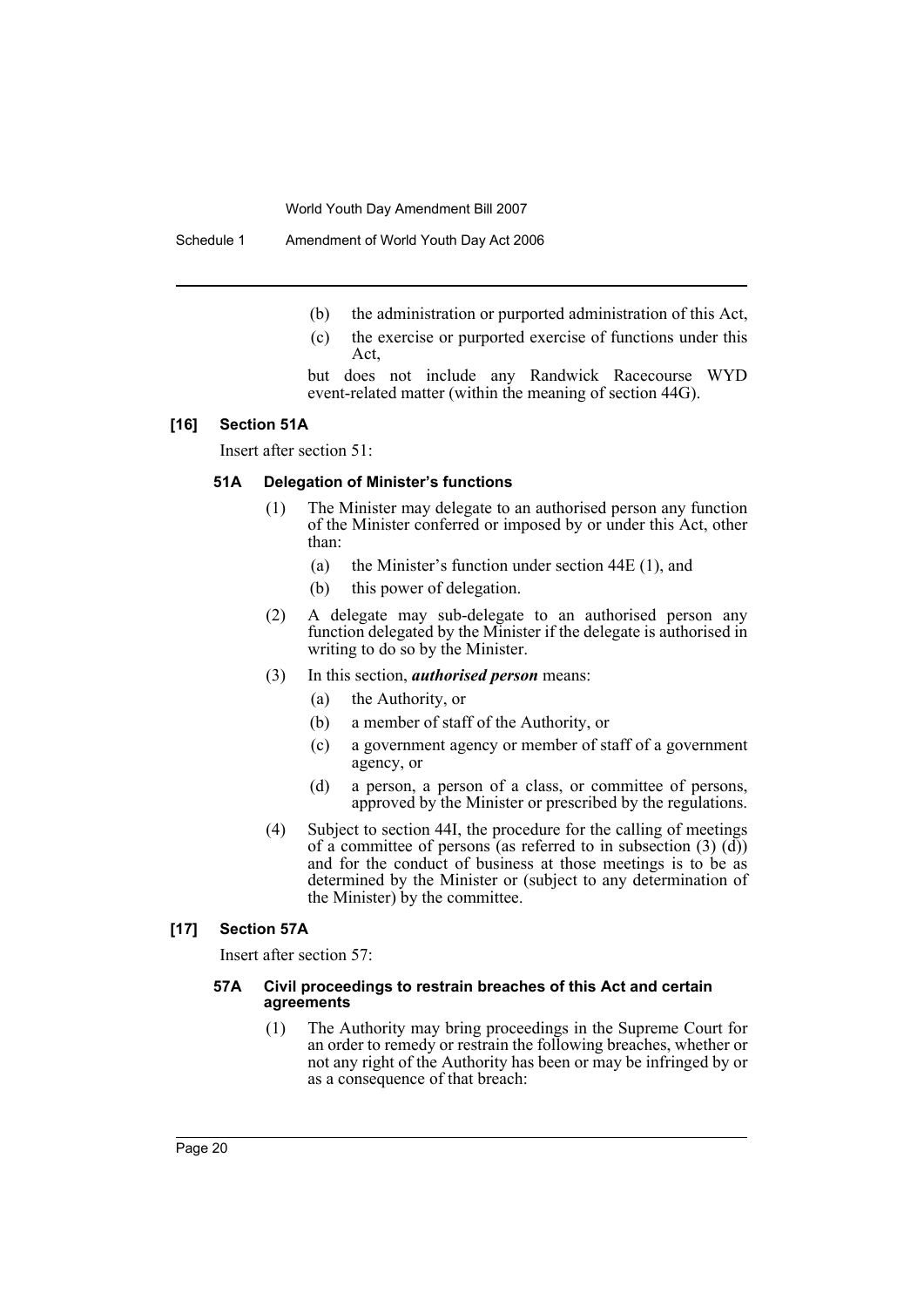(b) the administration or purported administration of this Act,

(c) the exercise or purported exercise of functions under this Act,

but does not include any Randwick Racecourse WYD event-related matter (within the meaning of section 44G).

### [16] Section 51A

Insert after section 51:

#### 51A Delegation of Minister's functions

(1) The Minister may delegate to an authorised person any function of the Minister conferred or imposed by or under this Act, other than:

(a) the Minister's function under section 44E (1), and

(b) this power of delegation.

(2) A delegate may sub-delegate to an authorised person any function delegated by the Minister if the delegate is authorised in writing to do so by the Minister.

(3) In this section, ***authorised person*** means:

(a) the Authority, or

(b) a member of staff of the Authority, or

(c) a government agency or member of staff of a government agency, or

(d) a person, a person of a class, or committee of persons, approved by the Minister or prescribed by the regulations.

(4) Subject to section 44I, the procedure for the calling of meetings of a committee of persons (as referred to in subsection (3) (d)) and for the conduct of business at those meetings is to be as determined by the Minister or (subject to any determination of the Minister) by the committee.

### [17] Section 57A

Insert after section 57:

#### 57A Civil proceedings to restrain breaches of this Act and certain agreements

(1) The Authority may bring proceedings in the Supreme Court for an order to remedy or restrain the following breaches, whether or not any right of the Authority has been or may be infringed by or as a consequence of that breach: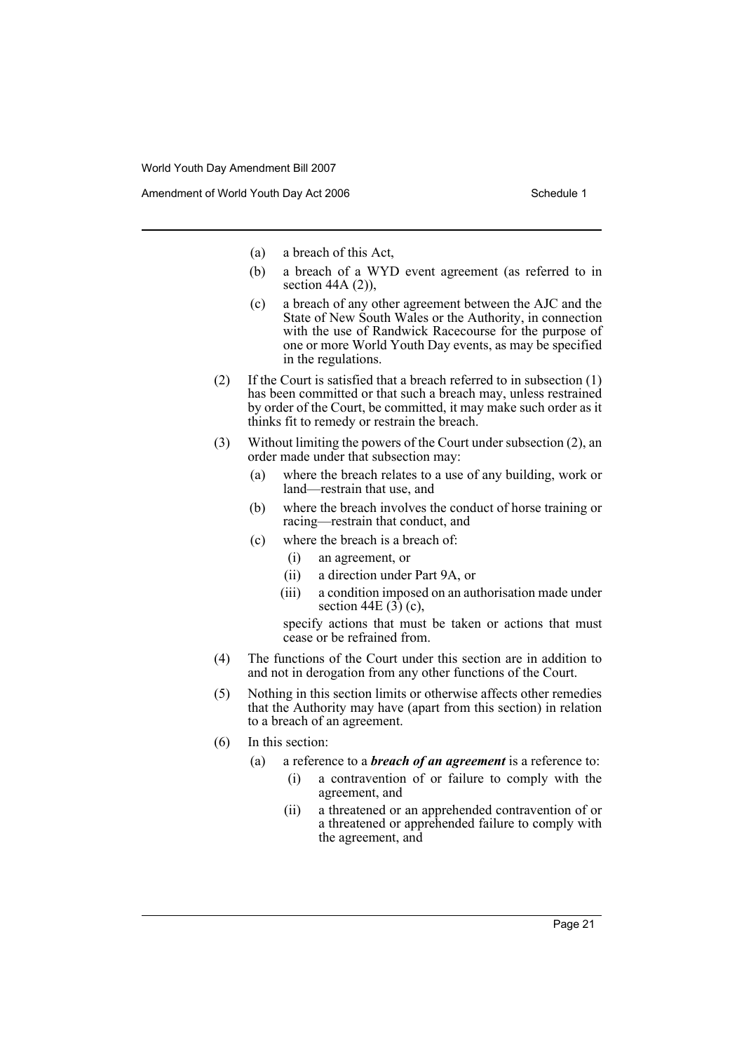(a) a breach of this Act,

(b) a breach of a WYD event agreement (as referred to in section 44A (2)),

(c) a breach of any other agreement between the AJC and the State of New South Wales or the Authority, in connection with the use of Randwick Racecourse for the purpose of one or more World Youth Day events, as may be specified in the regulations.

(2) If the Court is satisfied that a breach referred to in subsection (1) has been committed or that such a breach may, unless restrained by order of the Court, be committed, it may make such order as it thinks fit to remedy or restrain the breach.

(3) Without limiting the powers of the Court under subsection (2), an order made under that subsection may:

(a) where the breach relates to a use of any building, work or land—restrain that use, and

(b) where the breach involves the conduct of horse training or racing—restrain that conduct, and

(c) where the breach is a breach of:

(i) an agreement, or

(ii) a direction under Part 9A, or

(iii) a condition imposed on an authorisation made under section 44E (3) (c),

specify actions that must be taken or actions that must cease or be refrained from.

(4) The functions of the Court under this section are in addition to and not in derogation from any other functions of the Court.

(5) Nothing in this section limits or otherwise affects other remedies that the Authority may have (apart from this section) in relation to a breach of an agreement.

(6) In this section:

(a) a reference to a ***breach of an agreement*** is a reference to:

(i) a contravention of or failure to comply with the agreement, and

(ii) a threatened or an apprehended contravention of or a threatened or apprehended failure to comply with the agreement, and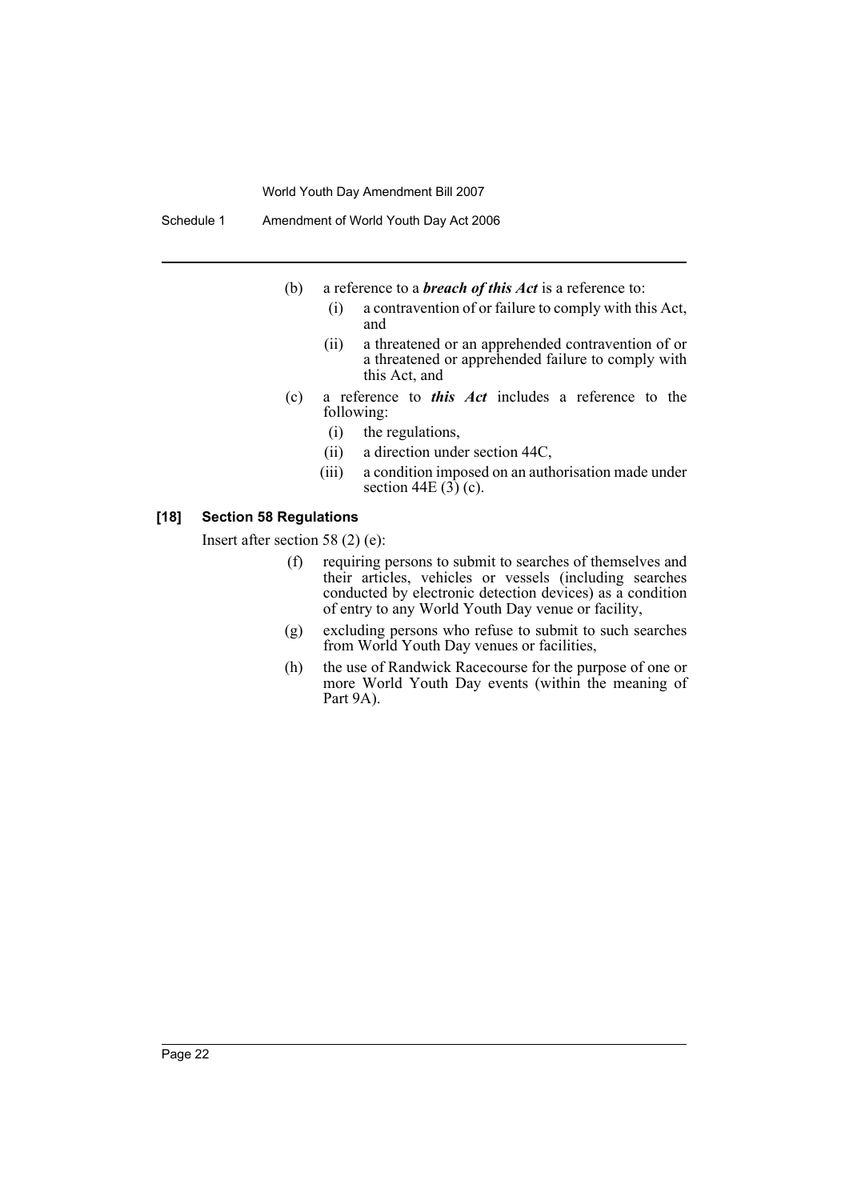(b) a reference to a ***breach of this Act*** is a reference to:

(i) a contravention of or failure to comply with this Act, and

(ii) a threatened or an apprehended contravention of or a threatened or apprehended failure to comply with this Act, and

(c) a reference to ***this Act*** includes a reference to the following:

(i) the regulations,

(ii) a direction under section 44C,

(iii) a condition imposed on an authorisation made under section 44E (3) (c).

### [18] Section 58 Regulations

Insert after section 58 (2) (e):

(f) requiring persons to submit to searches of themselves and their articles, vehicles or vessels (including searches conducted by electronic detection devices) as a condition of entry to any World Youth Day venue or facility,

(g) excluding persons who refuse to submit to such searches from World Youth Day venues or facilities,

(h) the use of Randwick Racecourse for the purpose of one or more World Youth Day events (within the meaning of Part 9A).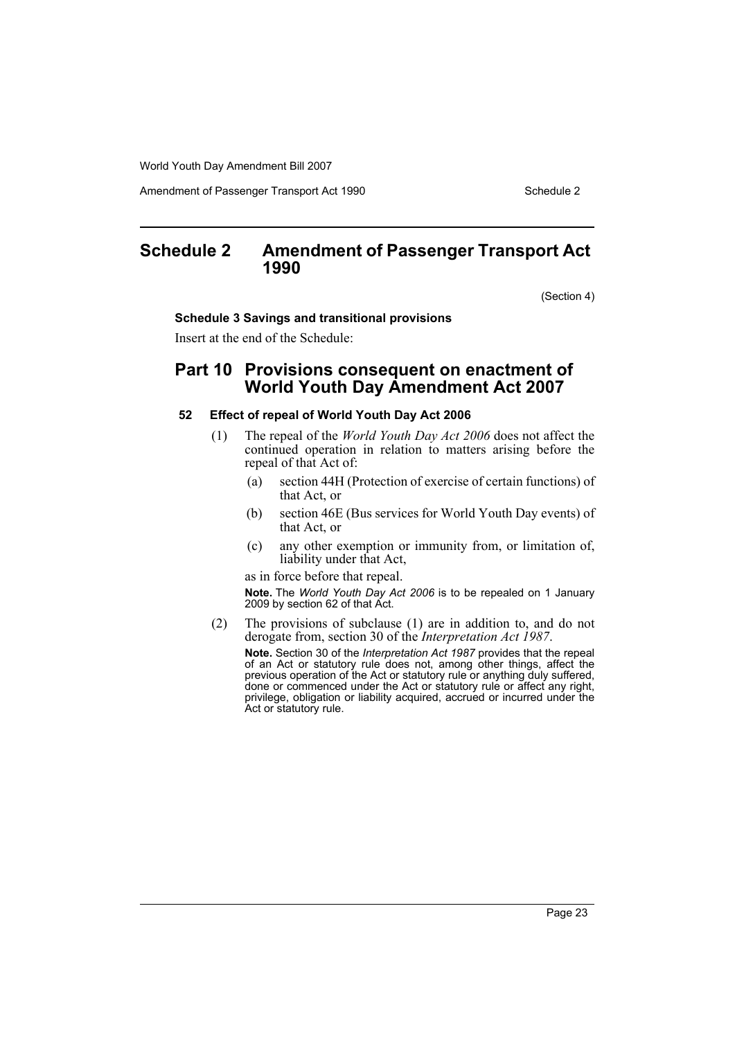# Schedule 2 Amendment of Passenger Transport Act 1990

(Section 4)

### Schedule 3 Savings and transitional provisions

Insert at the end of the Schedule:

## Part 10 Provisions consequent on enactment of World Youth Day Amendment Act 2007

### 52 Effect of repeal of World Youth Day Act 2006

(1) The repeal of the *World Youth Day Act 2006* does not affect the continued operation in relation to matters arising before the repeal of that Act of:

- (a) section 44H (Protection of exercise of certain functions) of that Act, or
- (b) section 46E (Bus services for World Youth Day events) of that Act, or
- (c) any other exemption or immunity from, or limitation of, liability under that Act,

as in force before that repeal.

**Note.** The *World Youth Day Act 2006* is to be repealed on 1 January 2009 by section 62 of that Act.

(2) The provisions of subclause (1) are in addition to, and do not derogate from, section 30 of the *Interpretation Act 1987*.

**Note.** Section 30 of the *Interpretation Act 1987* provides that the repeal of an Act or statutory rule does not, among other things, affect the previous operation of the Act or statutory rule or anything duly suffered, done or commenced under the Act or statutory rule or affect any right, privilege, obligation or liability acquired, accrued or incurred under the Act or statutory rule.